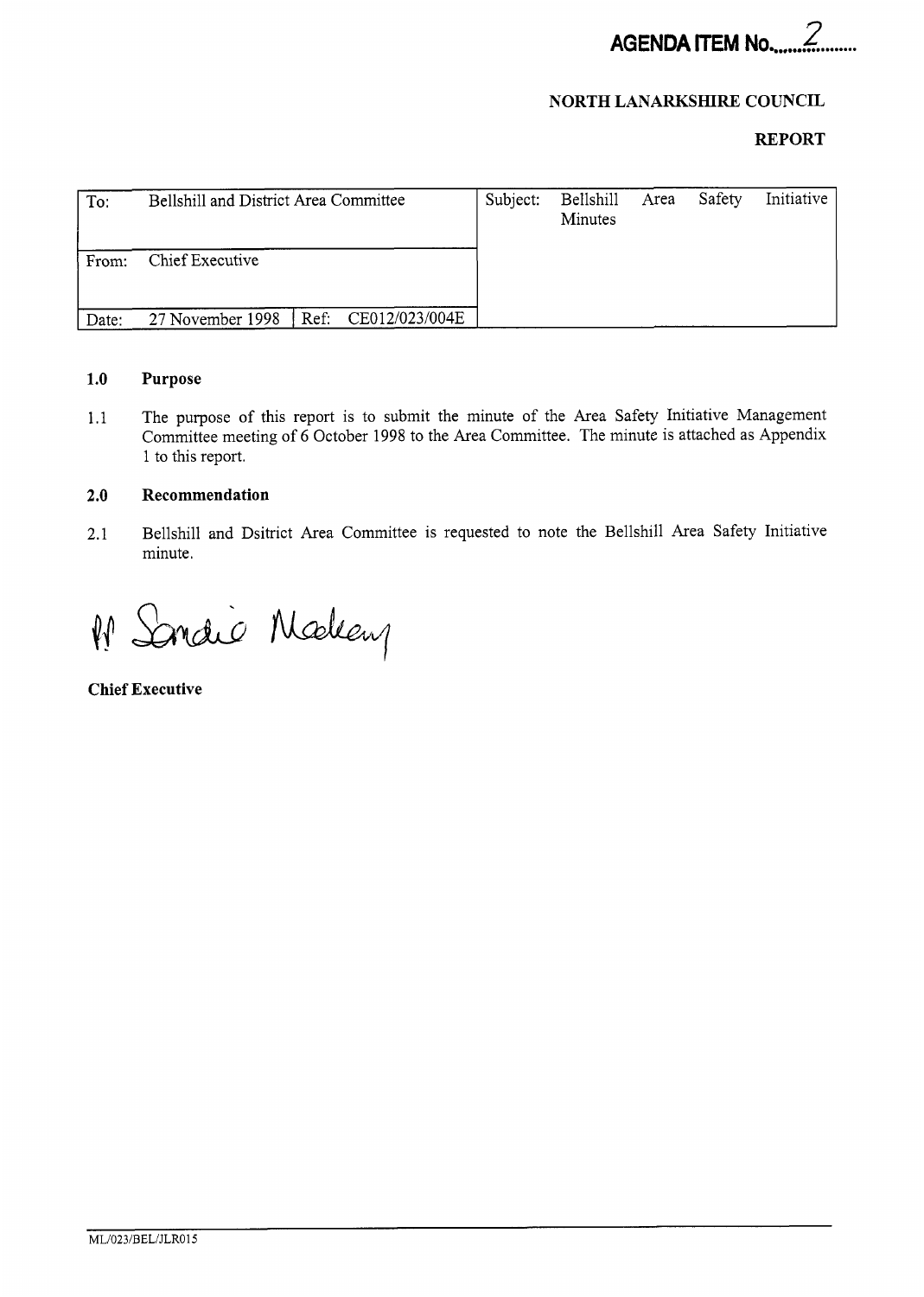**AGENDA ITEM No. 2**

**NORTH LANARKSHIRE COUNCIL**

**REPORT**

| To: | Bellshill and District Area Committee | | Subject: | Bellshill Area Safety Initiative Minutes |
|---|---|---|---|---|
| From: | Chief Executive | | | |
| Date: | 27 November 1998 | Ref: CE012/023/004E | | |

## 1.0 Purpose

1.1 The purpose of this report is to submit the minute of the Area Safety Initiative Management Committee meeting of 6 October 1998 to the Area Committee. The minute is attached as Appendix 1 to this report.

## 2.0 Recommendation

2.1 Bellshill and Dsitrict Area Committee is requested to note the Bellshill Area Safety Initiative minute.

Pp Sandie Madeany

**Chief Executive**

ML/023/BEL/JLR015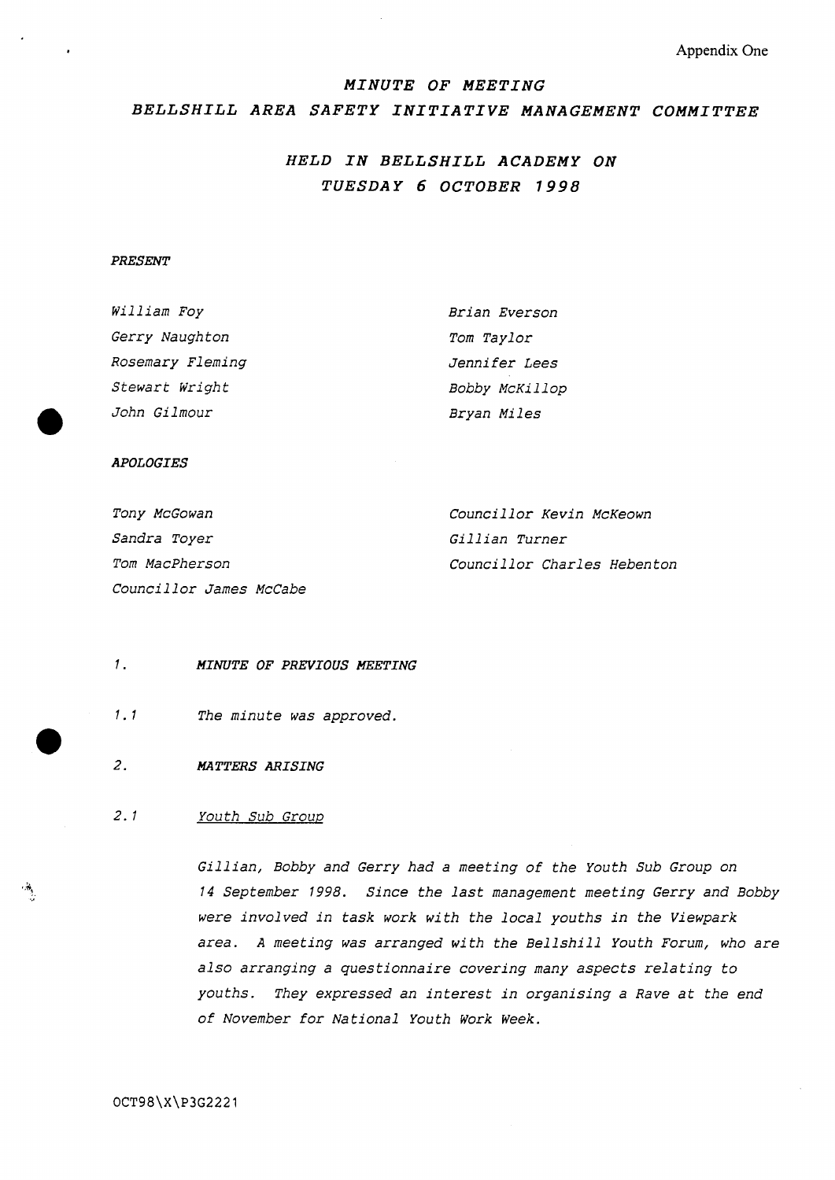Appendix One

# *MINUTE OF MEETING*

## *BELLSHILL AREA SAFETY INITIATIVE MANAGEMENT COMMITTEE*

### *HELD IN BELLSHILL ACADEMY ON TUESDAY 6 OCTOBER 1998*

*PRESENT*

*William Foy*
*Gerry Naughton*
*Rosemary Fleming*
*Stewart Wright*
*John Gilmour*
*Brian Everson*
*Tom Taylor*
*Jennifer Lees*
*Bobby McKillop*
*Bryan Miles*

*APOLOGIES*

*Tony McGowan*
*Sandra Toyer*
*Tom MacPherson*
*Councillor James McCabe*
*Councillor Kevin McKeown*
*Gillian Turner*
*Councillor Charles Hebenton*

*1.* ***MINUTE OF PREVIOUS MEETING***

*1.1* *The minute was approved.*

*2.* ***MATTERS ARISING***

*2.1* *Youth Sub Group*

*Gillian, Bobby and Gerry had a meeting of the Youth Sub Group on 14 September 1998. Since the last management meeting Gerry and Bobby were involved in task work with the local youths in the Viewpark area. A meeting was arranged with the Bellshill Youth Forum, who are also arranging a questionnaire covering many aspects relating to youths. They expressed an interest in organising a Rave at the end of November for National Youth Work Week.*

OCT98\X\P3G2221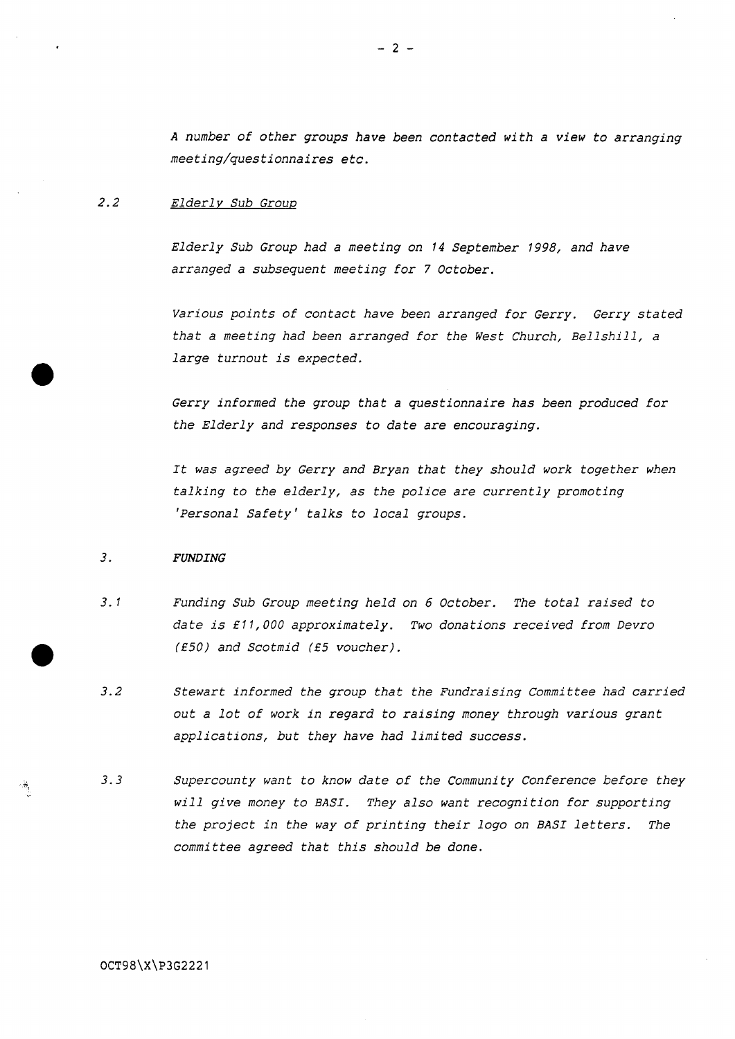*A number of other groups have been contacted with a view to arranging meeting/questionnaires etc.*

2.2 *Elderly Sub Group*

*Elderly Sub Group had a meeting on 14 September 1998, and have arranged a subsequent meeting for 7 October.*

*Various points of contact have been arranged for Gerry. Gerry stated that a meeting had been arranged for the West Church, Bellshill, a large turnout is expected.*

*Gerry informed the group that a questionnaire has been produced for the Elderly and responses to date are encouraging.*

*It was agreed by Gerry and Bryan that they should work together when talking to the elderly, as the police are currently promoting 'Personal Safety' talks to local groups.*

3. ***FUNDING***

3.1 *Funding Sub Group meeting held on 6 October. The total raised to date is £11,000 approximately. Two donations received from Devro (£50) and Scotmid (£5 voucher).*

3.2 *Stewart informed the group that the Fundraising Committee had carried out a lot of work in regard to raising money through various grant applications, but they have had limited success.*

3.3 *Supercounty want to know date of the Community Conference before they will give money to BASI. They also want recognition for supporting the project in the way of printing their logo on BASI letters. The committee agreed that this should be done.*

OCT98\X\P3G2221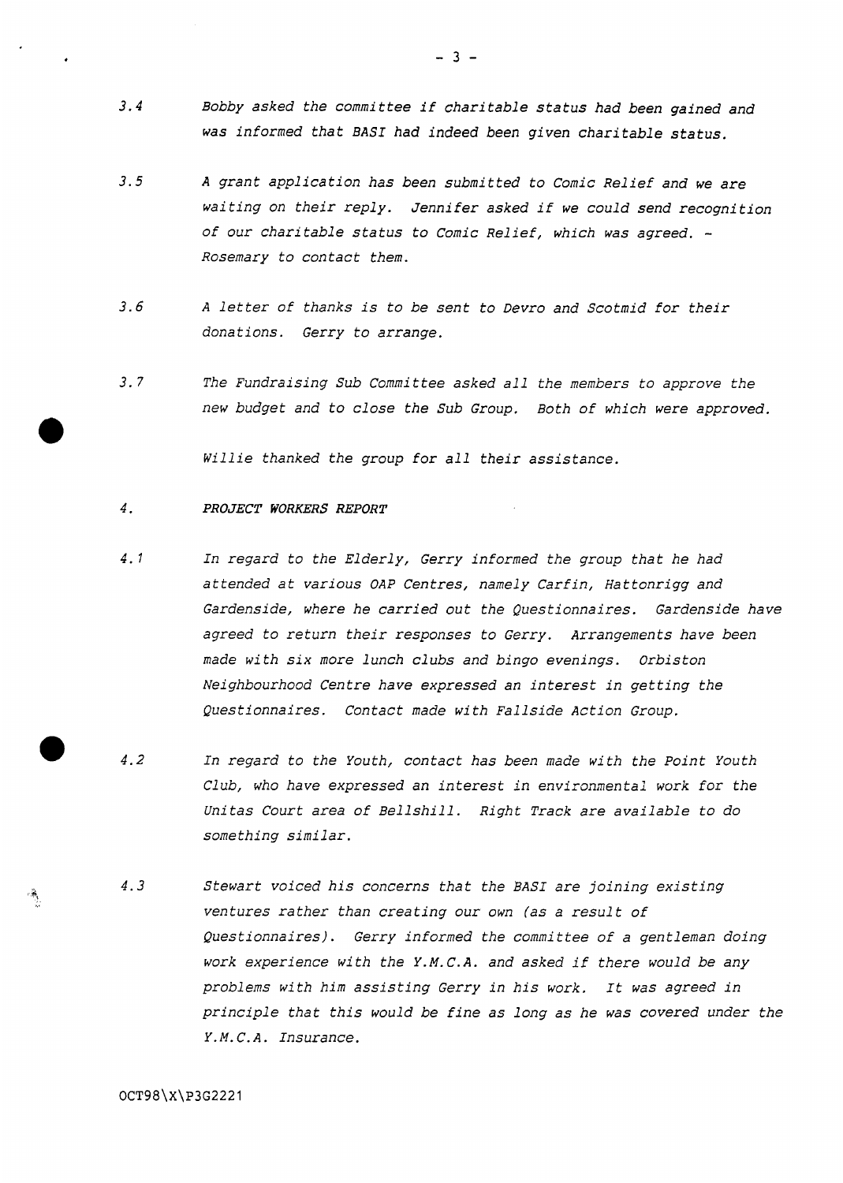*3.4 Bobby asked the committee if charitable status had been gained and was informed that BASI had indeed been given charitable status.*

*3.5 A grant application has been submitted to Comic Relief and we are waiting on their reply. Jennifer asked if we could send recognition of our charitable status to Comic Relief, which was agreed. - Rosemary to contact them.*

*3.6 A letter of thanks is to be sent to Devro and Scotmid for their donations. Gerry to arrange.*

*3.7 The Fundraising Sub Committee asked all the members to approve the new budget and to close the Sub Group. Both of which were approved.*

*Willie thanked the group for all their assistance.*

## *4. PROJECT WORKERS REPORT*

*4.1 In regard to the Elderly, Gerry informed the group that he had attended at various OAP Centres, namely Carfin, Hattonrigg and Gardenside, where he carried out the Questionnaires. Gardenside have agreed to return their responses to Gerry. Arrangements have been made with six more lunch clubs and bingo evenings. Orbiston Neighbourhood Centre have expressed an interest in getting the Questionnaires. Contact made with Fallside Action Group.*

*4.2 In regard to the Youth, contact has been made with the Point Youth Club, who have expressed an interest in environmental work for the Unitas Court area of Bellshill. Right Track are available to do something similar.*

*4.3 Stewart voiced his concerns that the BASI are joining existing ventures rather than creating our own (as a result of Questionnaires). Gerry informed the committee of a gentleman doing work experience with the Y.M.C.A. and asked if there would be any problems with him assisting Gerry in his work. It was agreed in principle that this would be fine as long as he was covered under the Y.M.C.A. Insurance.*

OCT98\X\P3G2221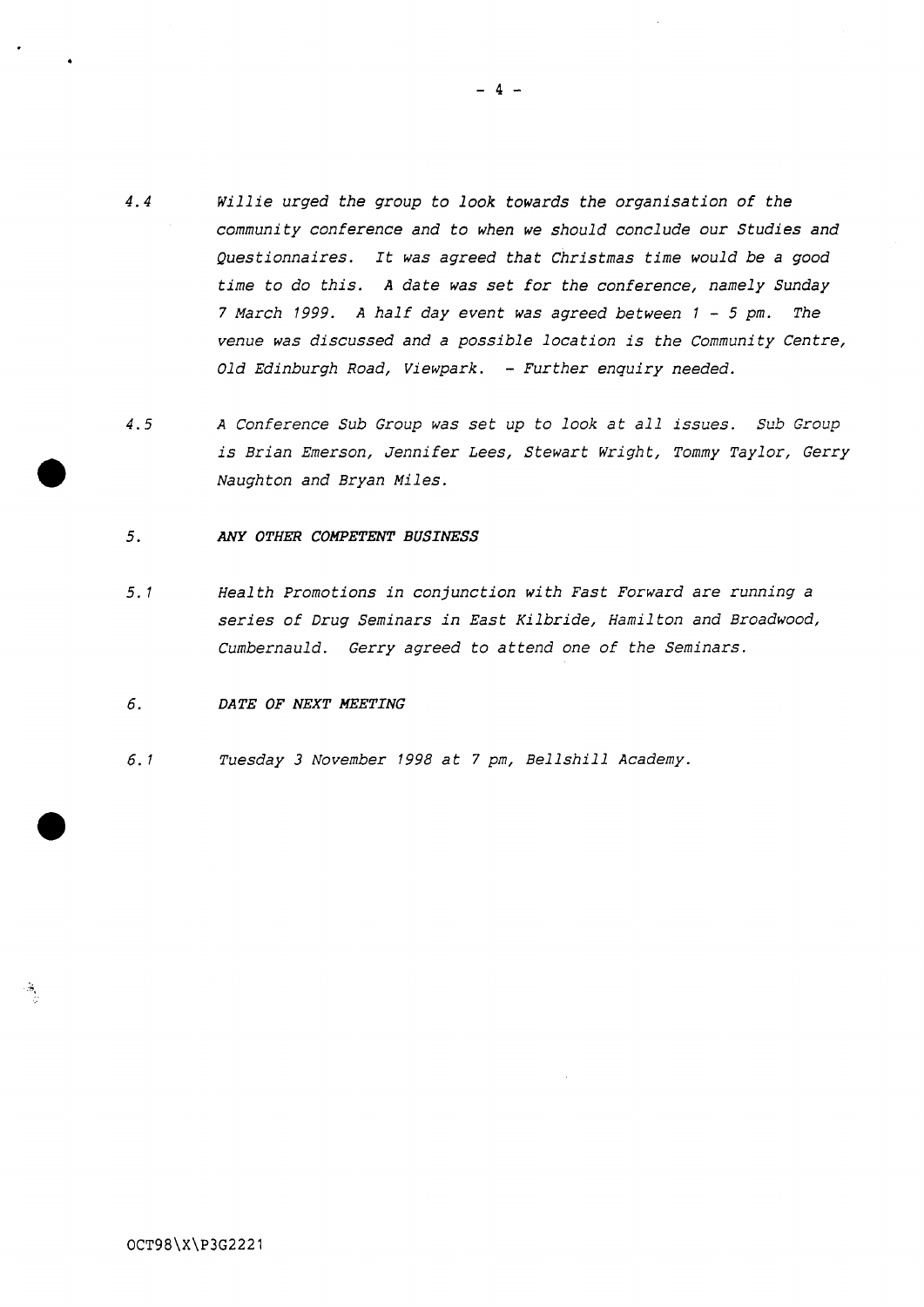4.4 *Willie urged the group to look towards the organisation of the community conference and to when we should conclude our Studies and Questionnaires. It was agreed that Christmas time would be a good time to do this. A date was set for the conference, namely Sunday 7 March 1999. A half day event was agreed between 1 - 5 pm. The venue was discussed and a possible location is the Community Centre, Old Edinburgh Road, Viewpark. - Further enquiry needed.*

4.5 *A Conference Sub Group was set up to look at all issues. Sub Group is Brian Emerson, Jennifer Lees, Stewart Wright, Tommy Taylor, Gerry Naughton and Bryan Miles.*

5. ***ANY OTHER COMPETENT BUSINESS***

5.1 *Health Promotions in conjunction with Fast Forward are running a series of Drug Seminars in East Kilbride, Hamilton and Broadwood, Cumbernauld. Gerry agreed to attend one of the Seminars.*

6. ***DATE OF NEXT MEETING***

6.1 *Tuesday 3 November 1998 at 7 pm, Bellshill Academy.*

OCT98\X\P3G2221